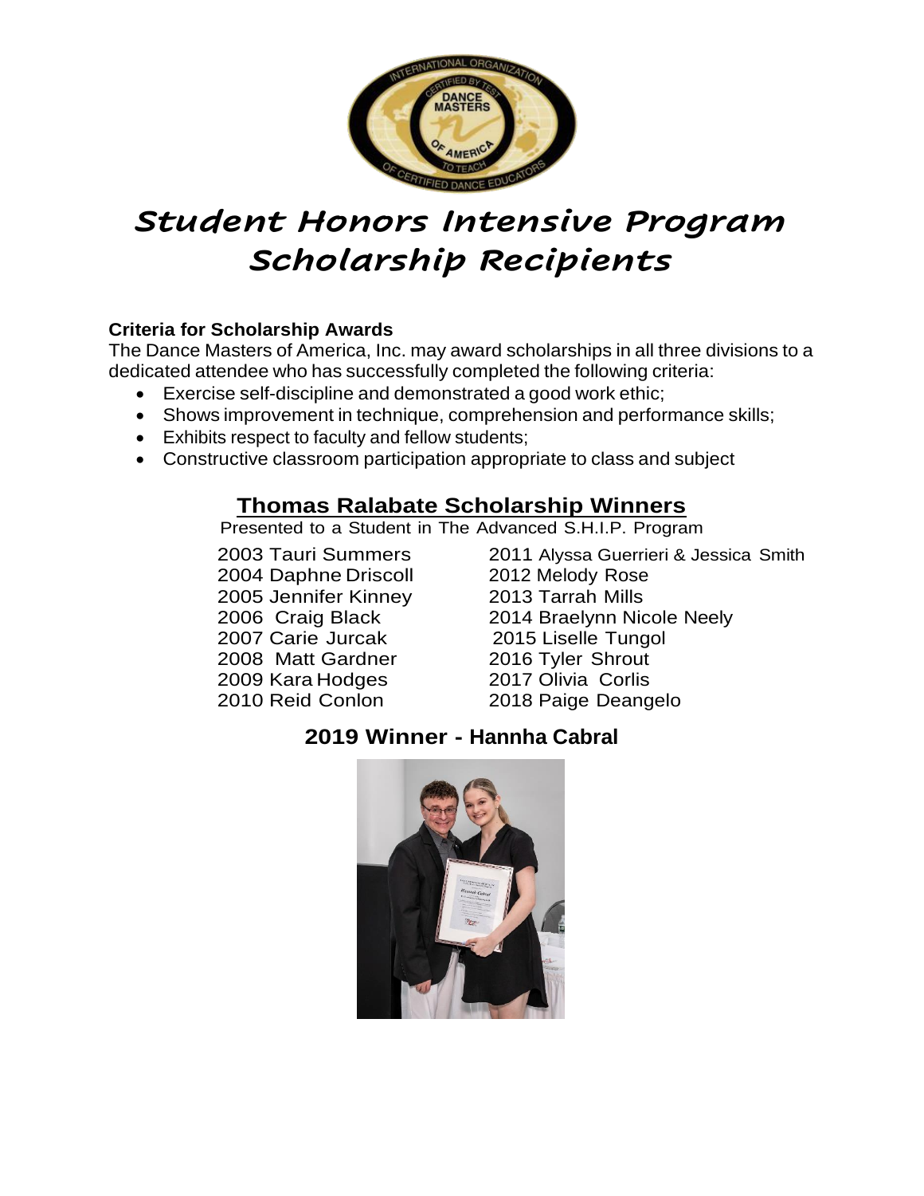# Student Honors Intensive Program Scholarship Recipients

**Criteria for Scholarship Awards**

The Dance Masters of America, Inc. may award scholarships in all three divisions to a dedicated attendee who has successfully completed the following criteria:

- Exercise self-discipline and demonstrated a good work ethic;
- Shows improvement in technique, comprehension and performance skills;
- Exhibits respect to faculty and fellow students;
- Constructive classroom participation appropriate to class and subject

## Thomas Ralabate Scholarship Winners

Presented to a Student in The Advanced S.H.I.P. Program

2003 Tauri Summers
2004 Daphne Driscoll
2005 Jennifer Kinney
2006 Craig Black
2007 Carie Jurcak
2008 Matt Gardner
2009 Kara Hodges
2010 Reid Conlon
2011 Alyssa Guerrieri & Jessica Smith
2012 Melody Rose
2013 Tarrah Mills
2014 Braelynn Nicole Neely
2015 Liselle Tungol
2016 Tyler Shrout
2017 Olivia Corlis
2018 Paige Deangelo

### 2019 Winner - Hannha Cabral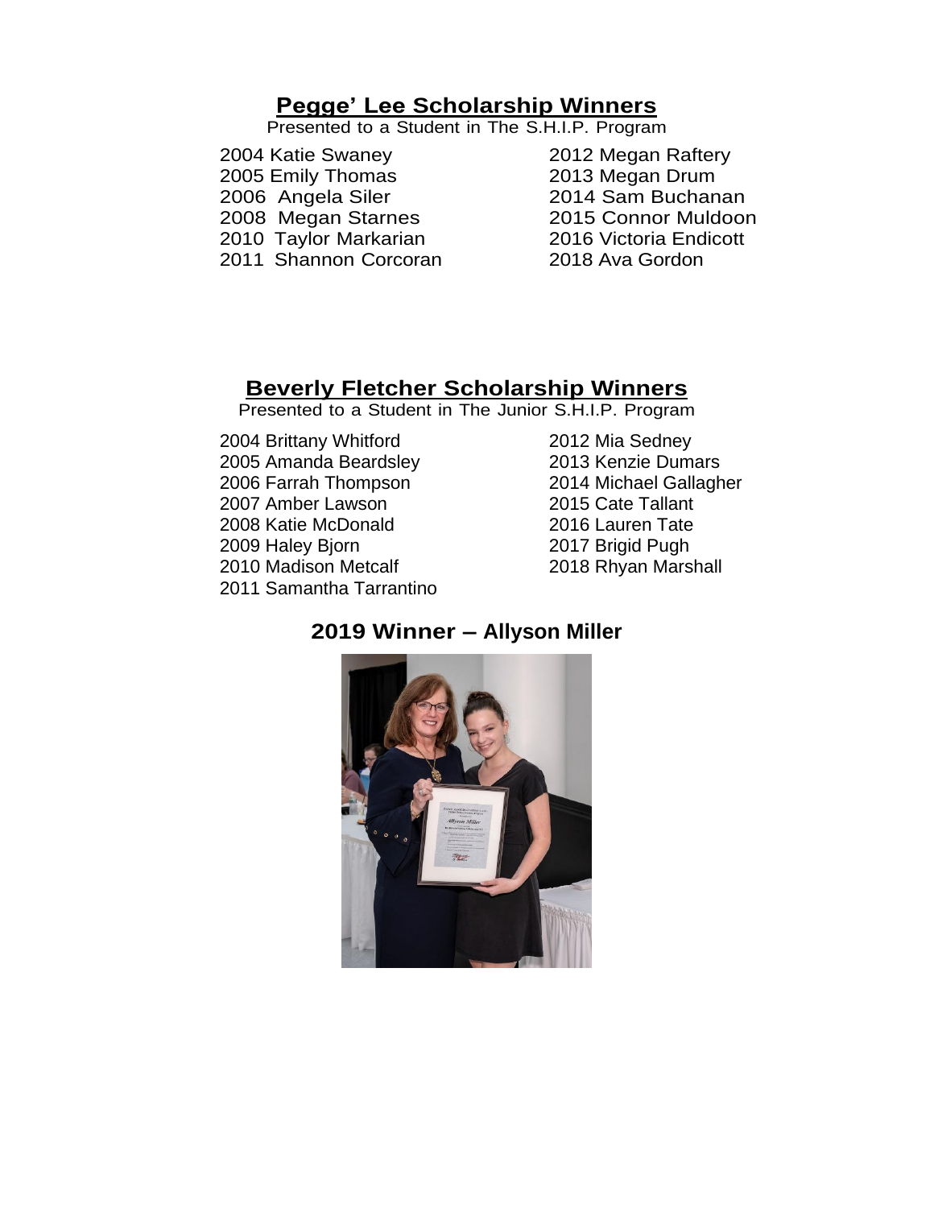## Pegge' Lee Scholarship Winners

Presented to a Student in The S.H.I.P. Program

2004 Katie Swaney
2005 Emily Thomas
2006 Angela Siler
2008 Megan Starnes
2010 Taylor Markarian
2011 Shannon Corcoran
2012 Megan Raftery
2013 Megan Drum
2014 Sam Buchanan
2015 Connor Muldoon
2016 Victoria Endicott
2018 Ava Gordon

## Beverly Fletcher Scholarship Winners

Presented to a Student in The Junior S.H.I.P. Program

2004 Brittany Whitford
2005 Amanda Beardsley
2006 Farrah Thompson
2007 Amber Lawson
2008 Katie McDonald
2009 Haley Bjorn
2010 Madison Metcalf
2011 Samantha Tarrantino
2012 Mia Sedney
2013 Kenzie Dumars
2014 Michael Gallagher
2015 Cate Tallant
2016 Lauren Tate
2017 Brigid Pugh
2018 Rhyan Marshall

### 2019 Winner – Allyson Miller